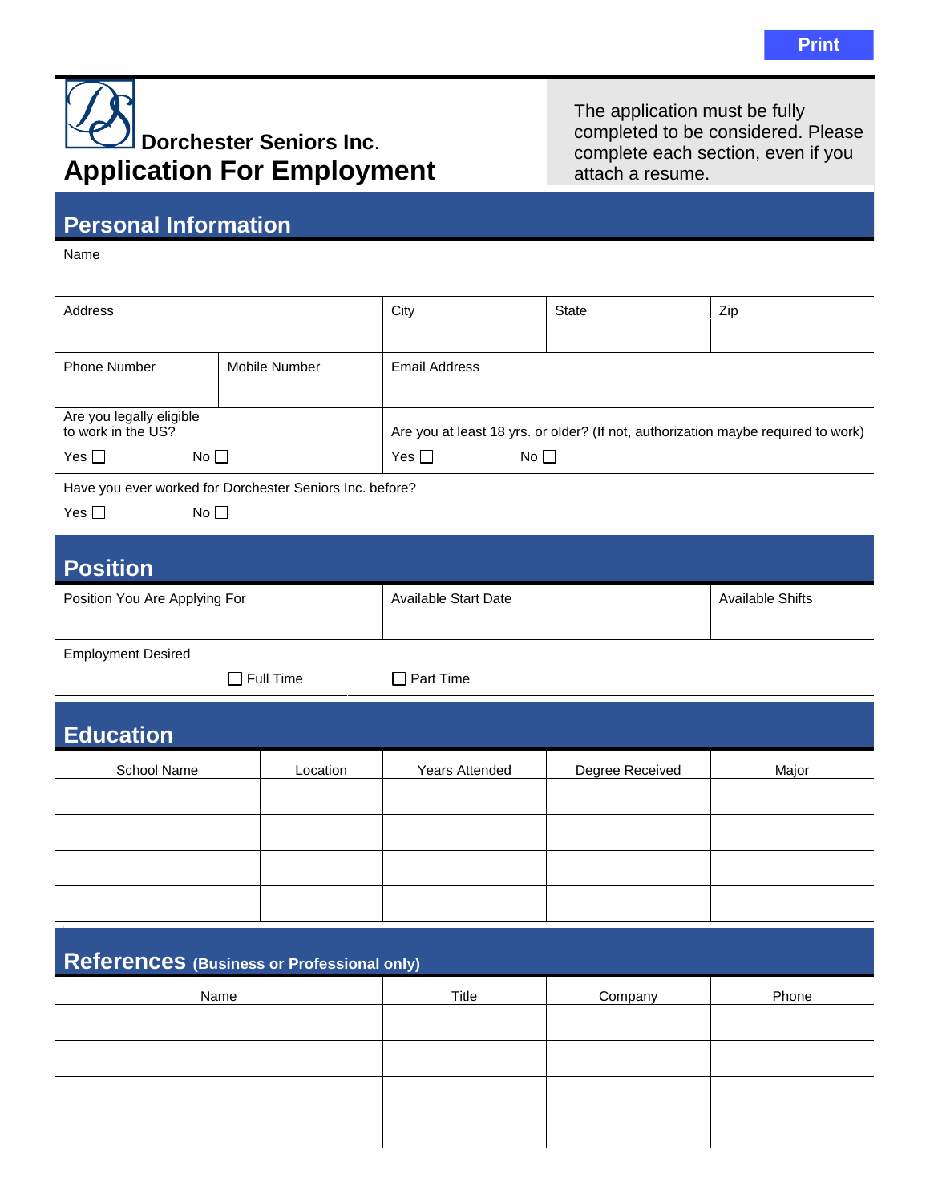Print

**Dorchester Seniors Inc.**

# Application For Employment

The application must be fully completed to be considered. Please complete each section, even if you attach a resume.

## Personal Information

Name

| Address | | City | State | Zip |
|---|---|---|---|---|
| | | | | |

| Phone Number | Mobile Number | Email Address |
|---|---|---|
| | | |

Are you legally eligible to work in the US?

Yes ☐ No ☐

Are you at least 18 yrs. or older? (If not, authorization maybe required to work)

Yes ☐ No ☐

Have you ever worked for Dorchester Seniors Inc. before?

Yes ☐ No ☐

## Position

| Position You Are Applying For | Available Start Date | Available Shifts |
|---|---|---|
| | | |

Employment Desired

☐ Full Time ☐ Part Time

## Education

| School Name | Location | Years Attended | Degree Received | Major |
|---|---|---|---|---|
| | | | | |
| | | | | |
| | | | | |
| | | | | |

## References (Business or Professional only)

| Name | Title | Company | Phone |
|---|---|---|---|
| | | | |
| | | | |
| | | | |
| | | | |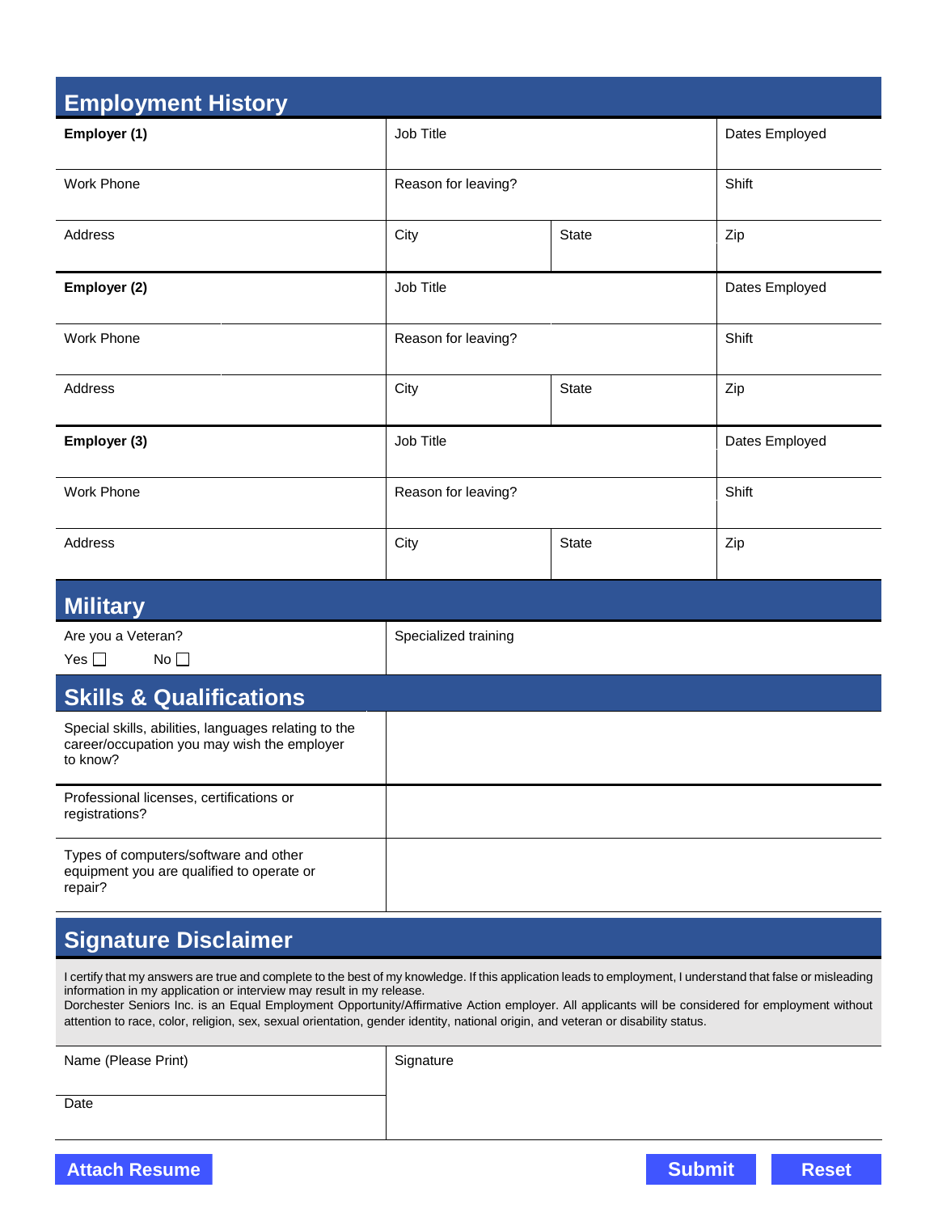## Employment History

| | | | |
|---|---|---|---|
| **Employer (1)** | Job Title | | Dates Employed |
| Work Phone | Reason for leaving? | | Shift |
| Address | City | State | Zip |
| **Employer (2)** | Job Title | | Dates Employed |
| Work Phone | Reason for leaving? | | Shift |
| Address | City | State | Zip |
| **Employer (3)** | Job Title | | Dates Employed |
| Work Phone | Reason for leaving? | | Shift |
| Address | City | State | Zip |

## Military

| | |
|---|---|
| Are you a Veteran? Yes ☐ No ☐ | Specialized training |

## Skills & Qualifications

| | |
|---|---|
| Special skills, abilities, languages relating to the career/occupation you may wish the employer to know? | |
| Professional licenses, certifications or registrations? | |
| Types of computers/software and other equipment you are qualified to operate or repair? | |

## Signature Disclaimer

I certify that my answers are true and complete to the best of my knowledge. If this application leads to employment, I understand that false or misleading information in my application or interview may result in my release.
Dorchester Seniors Inc. is an Equal Employment Opportunity/Affirmative Action employer. All applicants will be considered for employment without attention to race, color, religion, sex, sexual orientation, gender identity, national origin, and veteran or disability status.

| | |
|---|---|
| Name (Please Print) | Signature |
| Date | |

Attach Resume

Submit

Reset